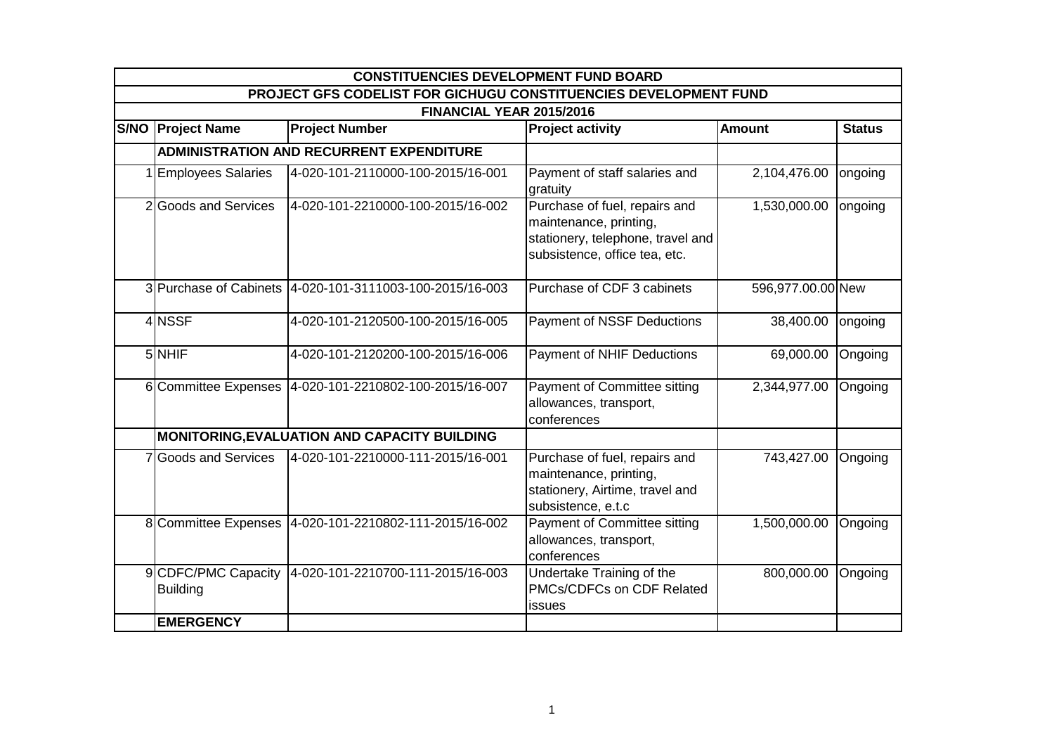| CONSTITUENCIES DEVELOPMENT FUND BOARD | | | | | |
|---|---|---|---|---|---|
| PROJECT GFS CODELIST FOR GICHUGU CONSTITUENCIES DEVELOPMENT FUND | | | | | |
| FINANCIAL YEAR 2015/2016 | | | | | |
| **S/NO** | **Project Name** | **Project Number** | **Project activity** | **Amount** | **Status** |
| | **ADMINISTRATION AND RECURRENT EXPENDITURE** | | | | |
| 1 | Employees Salaries | 4-020-101-2110000-100-2015/16-001 | Payment of staff salaries and gratuity | 2,104,476.00 | ongoing |
| 2 | Goods and Services | 4-020-101-2210000-100-2015/16-002 | Purchase of fuel, repairs and maintenance, printing, stationery, telephone, travel and subsistence, office tea, etc. | 1,530,000.00 | ongoing |
| 3 | Purchase of Cabinets | 4-020-101-3111003-100-2015/16-003 | Purchase of CDF 3 cabinets | 596,977.00.00 | New |
| 4 | NSSF | 4-020-101-2120500-100-2015/16-005 | Payment of NSSF Deductions | 38,400.00 | ongoing |
| 5 | NHIF | 4-020-101-2120200-100-2015/16-006 | Payment of NHIF Deductions | 69,000.00 | Ongoing |
| 6 | Committee Expenses | 4-020-101-2210802-100-2015/16-007 | Payment of Committee sitting allowances, transport, conferences | 2,344,977.00 | Ongoing |
| | **MONITORING,EVALUATION AND CAPACITY BUILDING** | | | | |
| 7 | Goods and Services | 4-020-101-2210000-111-2015/16-001 | Purchase of fuel, repairs and maintenance, printing, stationery, Airtime, travel and subsistence, e.t.c | 743,427.00 | Ongoing |
| 8 | Committee Expenses | 4-020-101-2210802-111-2015/16-002 | Payment of Committee sitting allowances, transport, conferences | 1,500,000.00 | Ongoing |
| 9 | CDFC/PMC Capacity Building | 4-020-101-2210700-111-2015/16-003 | Undertake Training of the PMCs/CDFCs on CDF Related issues | 800,000.00 | Ongoing |
| | **EMERGENCY** | | | | |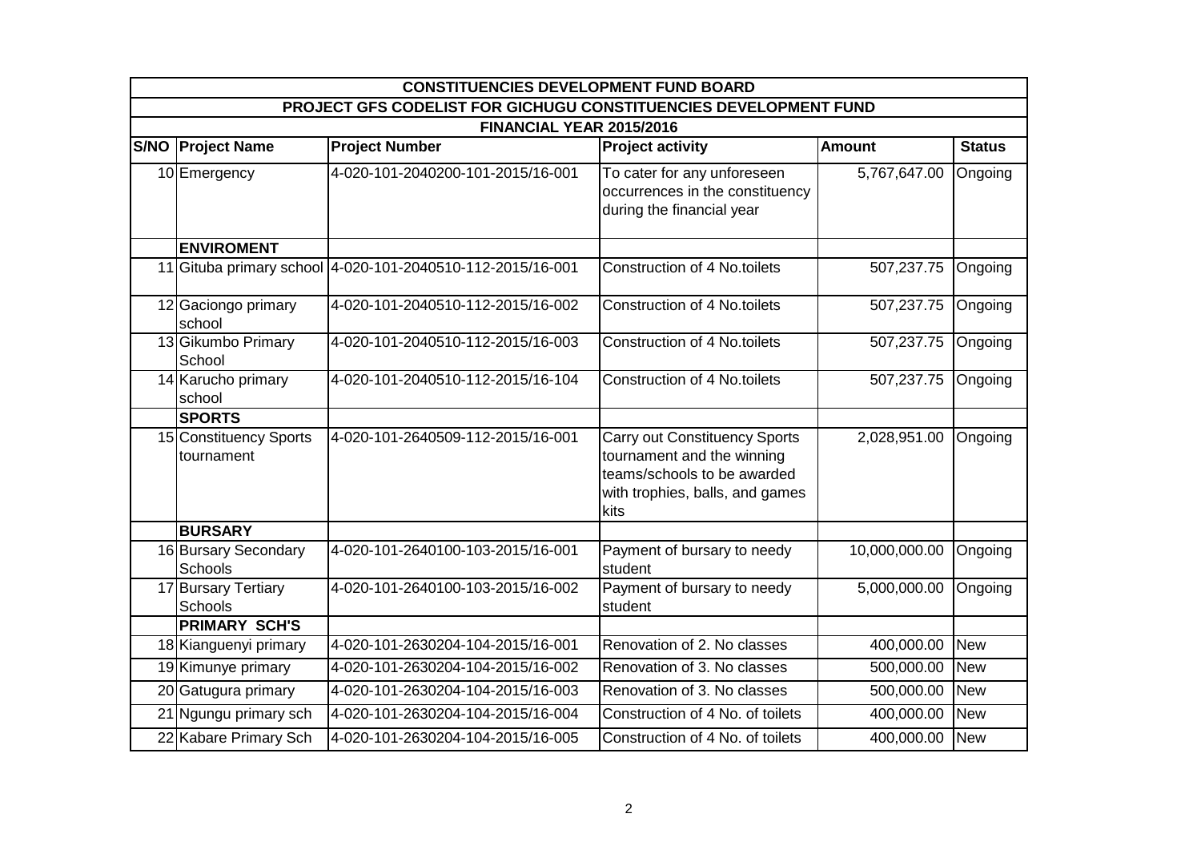| CONSTITUENCIES DEVELOPMENT FUND BOARD | | | | | |
|---|---|---|---|---|---|
| PROJECT GFS CODELIST FOR GICHUGU CONSTITUENCIES DEVELOPMENT FUND | | | | | |
| FINANCIAL YEAR 2015/2016 | | | | | |
| S/NO | Project Name | Project Number | Project activity | Amount | Status |
| 10 | Emergency | 4-020-101-2040200-101-2015/16-001 | To cater for any unforeseen occurrences in the constituency during the financial year | 5,767,647.00 | Ongoing |
| | **ENVIROMENT** | | | | |
| 11 | Gituba primary school | 4-020-101-2040510-112-2015/16-001 | Construction of 4 No.toilets | 507,237.75 | Ongoing |
| 12 | Gaciongo primary school | 4-020-101-2040510-112-2015/16-002 | Construction of 4 No.toilets | 507,237.75 | Ongoing |
| 13 | Gikumbo Primary School | 4-020-101-2040510-112-2015/16-003 | Construction of 4 No.toilets | 507,237.75 | Ongoing |
| 14 | Karucho primary school | 4-020-101-2040510-112-2015/16-104 | Construction of 4 No.toilets | 507,237.75 | Ongoing |
| | **SPORTS** | | | | |
| 15 | Constituency Sports tournament | 4-020-101-2640509-112-2015/16-001 | Carry out Constituency Sports tournament and the winning teams/schools to be awarded with trophies, balls, and games kits | 2,028,951.00 | Ongoing |
| | **BURSARY** | | | | |
| 16 | Bursary Secondary Schools | 4-020-101-2640100-103-2015/16-001 | Payment of bursary to needy student | 10,000,000.00 | Ongoing |
| 17 | Bursary Tertiary Schools | 4-020-101-2640100-103-2015/16-002 | Payment of bursary to needy student | 5,000,000.00 | Ongoing |
| | **PRIMARY SCH'S** | | | | |
| 18 | Kianguenyi primary | 4-020-101-2630204-104-2015/16-001 | Renovation of 2. No classes | 400,000.00 | New |
| 19 | Kimunye primary | 4-020-101-2630204-104-2015/16-002 | Renovation of 3. No classes | 500,000.00 | New |
| 20 | Gatugura primary | 4-020-101-2630204-104-2015/16-003 | Renovation of 3. No classes | 500,000.00 | New |
| 21 | Ngungu primary sch | 4-020-101-2630204-104-2015/16-004 | Construction of 4 No. of toilets | 400,000.00 | New |
| 22 | Kabare Primary Sch | 4-020-101-2630204-104-2015/16-005 | Construction of 4 No. of toilets | 400,000.00 | New |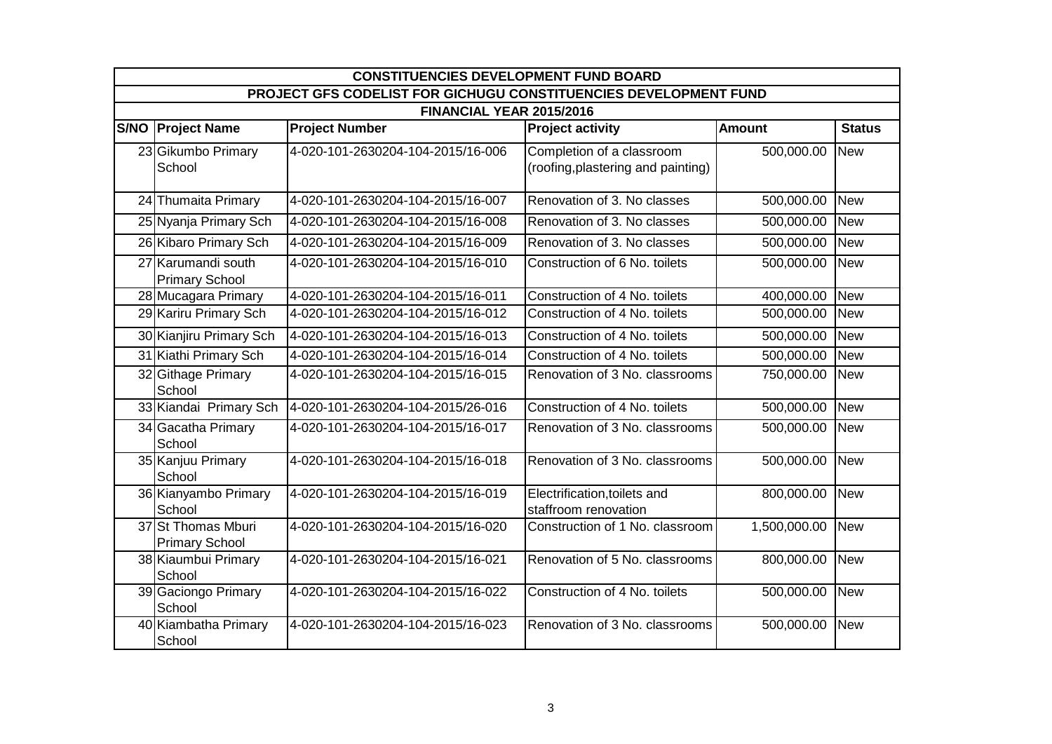| CONSTITUENCIES DEVELOPMENT FUND BOARD | | | | | |
|---|---|---|---|---|---|
| PROJECT GFS CODELIST FOR GICHUGU CONSTITUENCIES DEVELOPMENT FUND | | | | | |
| FINANCIAL YEAR 2015/2016 | | | | | |
| **S/NO** | **Project Name** | **Project Number** | **Project activity** | **Amount** | **Status** |
| 23 | Gikumbo Primary School | 4-020-101-2630204-104-2015/16-006 | Completion of a classroom (roofing,plastering and painting) | 500,000.00 | New |
| 24 | Thumaita Primary | 4-020-101-2630204-104-2015/16-007 | Renovation of 3. No classes | 500,000.00 | New |
| 25 | Nyanja Primary Sch | 4-020-101-2630204-104-2015/16-008 | Renovation of 3. No classes | 500,000.00 | New |
| 26 | Kibaro Primary Sch | 4-020-101-2630204-104-2015/16-009 | Renovation of 3. No classes | 500,000.00 | New |
| 27 | Karumandi south Primary School | 4-020-101-2630204-104-2015/16-010 | Construction of 6 No. toilets | 500,000.00 | New |
| 28 | Mucagara Primary | 4-020-101-2630204-104-2015/16-011 | Construction of 4 No. toilets | 400,000.00 | New |
| 29 | Kariru Primary Sch | 4-020-101-2630204-104-2015/16-012 | Construction of 4 No. toilets | 500,000.00 | New |
| 30 | Kianjiru Primary Sch | 4-020-101-2630204-104-2015/16-013 | Construction of 4 No. toilets | 500,000.00 | New |
| 31 | Kiathi Primary Sch | 4-020-101-2630204-104-2015/16-014 | Construction of 4 No. toilets | 500,000.00 | New |
| 32 | Githage Primary School | 4-020-101-2630204-104-2015/16-015 | Renovation of 3 No. classrooms | 750,000.00 | New |
| 33 | Kiandai Primary Sch | 4-020-101-2630204-104-2015/26-016 | Construction of 4 No. toilets | 500,000.00 | New |
| 34 | Gacatha Primary School | 4-020-101-2630204-104-2015/16-017 | Renovation of 3 No. classrooms | 500,000.00 | New |
| 35 | Kanjuu Primary School | 4-020-101-2630204-104-2015/16-018 | Renovation of 3 No. classrooms | 500,000.00 | New |
| 36 | Kianyambo Primary School | 4-020-101-2630204-104-2015/16-019 | Electrification,toilets and staffroom renovation | 800,000.00 | New |
| 37 | St Thomas Mburi Primary School | 4-020-101-2630204-104-2015/16-020 | Construction of 1 No. classroom | 1,500,000.00 | New |
| 38 | Kiaumbui Primary School | 4-020-101-2630204-104-2015/16-021 | Renovation of 5 No. classrooms | 800,000.00 | New |
| 39 | Gaciongo Primary School | 4-020-101-2630204-104-2015/16-022 | Construction of 4 No. toilets | 500,000.00 | New |
| 40 | Kiambatha Primary School | 4-020-101-2630204-104-2015/16-023 | Renovation of 3 No. classrooms | 500,000.00 | New |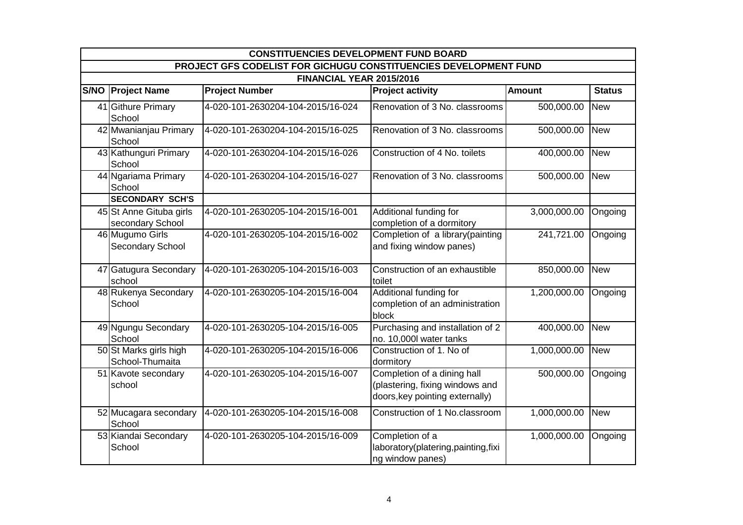| CONSTITUENCIES DEVELOPMENT FUND BOARD | | | | | |
|---|---|---|---|---|---|
| PROJECT GFS CODELIST FOR GICHUGU CONSTITUENCIES DEVELOPMENT FUND | | | | | |
| FINANCIAL YEAR 2015/2016 | | | | | |
| **S/NO** | **Project Name** | **Project Number** | **Project activity** | **Amount** | **Status** |
| 41 | Githure Primary School | 4-020-101-2630204-104-2015/16-024 | Renovation of 3 No. classrooms | 500,000.00 | New |
| 42 | Mwanianjau Primary School | 4-020-101-2630204-104-2015/16-025 | Renovation of 3 No. classrooms | 500,000.00 | New |
| 43 | Kathunguri Primary School | 4-020-101-2630204-104-2015/16-026 | Construction of 4 No. toilets | 400,000.00 | New |
| 44 | Ngariama Primary School | 4-020-101-2630204-104-2015/16-027 | Renovation of 3 No. classrooms | 500,000.00 | New |
| | **SECONDARY SCH'S** | | | | |
| 45 | St Anne Gituba girls secondary School | 4-020-101-2630205-104-2015/16-001 | Additional funding for completion of a dormitory | 3,000,000.00 | Ongoing |
| 46 | Mugumo Girls Secondary School | 4-020-101-2630205-104-2015/16-002 | Completion of a library(painting and fixing window panes) | 241,721.00 | Ongoing |
| 47 | Gatugura Secondary school | 4-020-101-2630205-104-2015/16-003 | Construction of an exhaustible toilet | 850,000.00 | New |
| 48 | Rukenya Secondary School | 4-020-101-2630205-104-2015/16-004 | Additional funding for completion of an administration block | 1,200,000.00 | Ongoing |
| 49 | Ngungu Secondary School | 4-020-101-2630205-104-2015/16-005 | Purchasing and installation of 2 no. 10,000l water tanks | 400,000.00 | New |
| 50 | St Marks girls high School-Thumaita | 4-020-101-2630205-104-2015/16-006 | Construction of 1. No of dormitory | 1,000,000.00 | New |
| 51 | Kavote secondary school | 4-020-101-2630205-104-2015/16-007 | Completion of a dining hall (plastering, fixing windows and doors,key pointing externally) | 500,000.00 | Ongoing |
| 52 | Mucagara secondary School | 4-020-101-2630205-104-2015/16-008 | Construction of 1 No.classroom | 1,000,000.00 | New |
| 53 | Kiandai Secondary School | 4-020-101-2630205-104-2015/16-009 | Completion of a laboratory(platering,painting,fixing window panes) | 1,000,000.00 | Ongoing |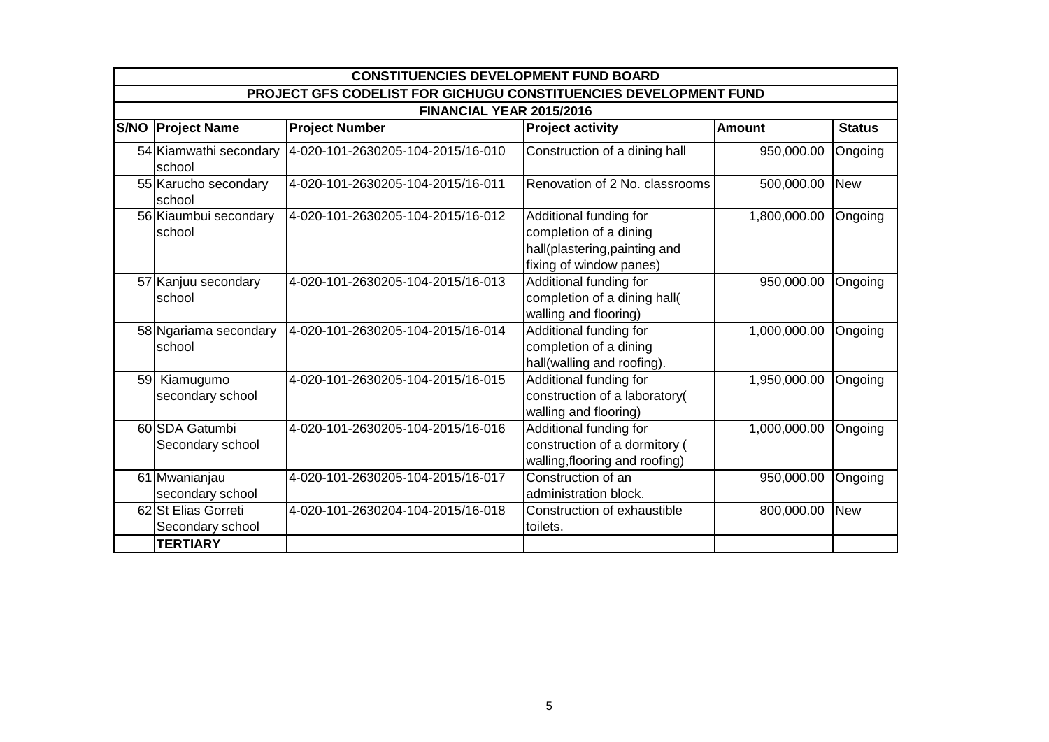| CONSTITUENCIES DEVELOPMENT FUND BOARD | | | | | |
|---|---|---|---|---|---|
| PROJECT GFS CODELIST FOR GICHUGU CONSTITUENCIES DEVELOPMENT FUND | | | | | |
| FINANCIAL YEAR 2015/2016 | | | | | |
| **S/NO** | **Project Name** | **Project Number** | **Project activity** | **Amount** | **Status** |
| 54 | Kiamwathi secondary school | 4-020-101-2630205-104-2015/16-010 | Construction of a dining hall | 950,000.00 | Ongoing |
| 55 | Karucho secondary school | 4-020-101-2630205-104-2015/16-011 | Renovation of 2 No. classrooms | 500,000.00 | New |
| 56 | Kiaumbui secondary school | 4-020-101-2630205-104-2015/16-012 | Additional funding for completion of a dining hall(plastering,painting and fixing of window panes) | 1,800,000.00 | Ongoing |
| 57 | Kanjuu secondary school | 4-020-101-2630205-104-2015/16-013 | Additional funding for completion of a dining hall( walling and flooring) | 950,000.00 | Ongoing |
| 58 | Ngariama secondary school | 4-020-101-2630205-104-2015/16-014 | Additional funding for completion of a dining hall(walling and roofing). | 1,000,000.00 | Ongoing |
| 59 | Kiamugumo secondary school | 4-020-101-2630205-104-2015/16-015 | Additional funding for construction of a laboratory( walling and flooring) | 1,950,000.00 | Ongoing |
| 60 | SDA Gatumbi Secondary school | 4-020-101-2630205-104-2015/16-016 | Additional funding for construction of a dormitory ( walling,flooring and roofing) | 1,000,000.00 | Ongoing |
| 61 | Mwanianjau secondary school | 4-020-101-2630205-104-2015/16-017 | Construction of an administration block. | 950,000.00 | Ongoing |
| 62 | St Elias Gorreti Secondary school | 4-020-101-2630204-104-2015/16-018 | Construction of exhaustible toilets. | 800,000.00 | New |
| | **TERTIARY** | | | | |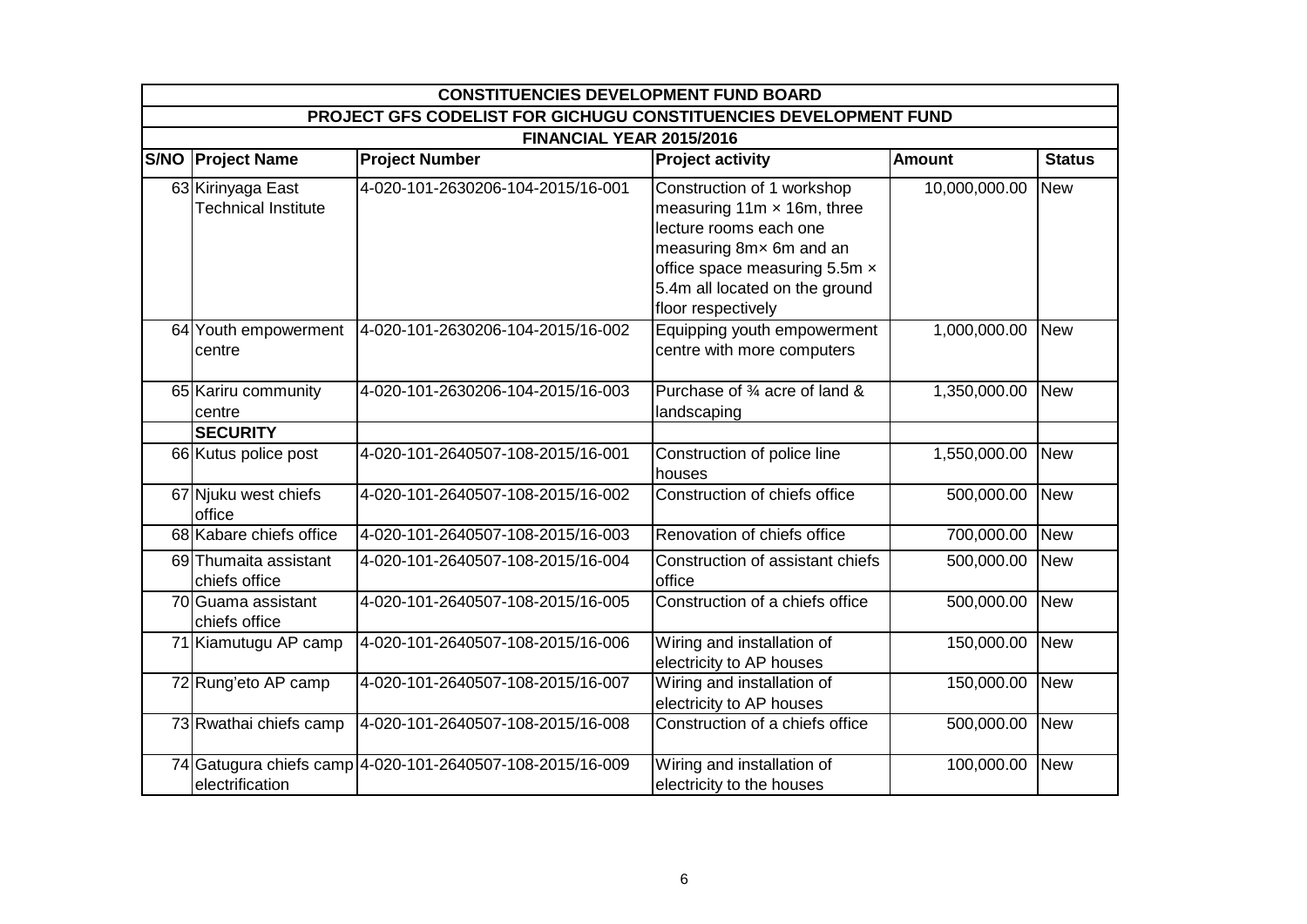| CONSTITUENCIES DEVELOPMENT FUND BOARD | | | | | |
|---|---|---|---|---|---|
| PROJECT GFS CODELIST FOR GICHUGU CONSTITUENCIES DEVELOPMENT FUND | | | | | |
| FINANCIAL YEAR 2015/2016 | | | | | |
| **S/NO** | **Project Name** | **Project Number** | **Project activity** | **Amount** | **Status** |
| 63 | Kirinyaga East Technical Institute | 4-020-101-2630206-104-2015/16-001 | Construction of 1 workshop measuring 11m × 16m, three lecture rooms each one measuring 8m× 6m and an office space measuring 5.5m × 5.4m all located on the ground floor respectively | 10,000,000.00 | New |
| 64 | Youth empowerment centre | 4-020-101-2630206-104-2015/16-002 | Equipping youth empowerment centre with more computers | 1,000,000.00 | New |
| 65 | Kariru community centre | 4-020-101-2630206-104-2015/16-003 | Purchase of ¾ acre of land & landscaping | 1,350,000.00 | New |
| | **SECURITY** | | | | |
| 66 | Kutus police post | 4-020-101-2640507-108-2015/16-001 | Construction of police line houses | 1,550,000.00 | New |
| 67 | Njuku west chiefs office | 4-020-101-2640507-108-2015/16-002 | Construction of chiefs office | 500,000.00 | New |
| 68 | Kabare chiefs office | 4-020-101-2640507-108-2015/16-003 | Renovation of chiefs office | 700,000.00 | New |
| 69 | Thumaita assistant chiefs office | 4-020-101-2640507-108-2015/16-004 | Construction of assistant chiefs office | 500,000.00 | New |
| 70 | Guama assistant chiefs office | 4-020-101-2640507-108-2015/16-005 | Construction of a chiefs office | 500,000.00 | New |
| 71 | Kiamutugu AP camp | 4-020-101-2640507-108-2015/16-006 | Wiring and installation of electricity to AP houses | 150,000.00 | New |
| 72 | Rung'eto AP camp | 4-020-101-2640507-108-2015/16-007 | Wiring and installation of electricity to AP houses | 150,000.00 | New |
| 73 | Rwathai chiefs camp | 4-020-101-2640507-108-2015/16-008 | Construction of a chiefs office | 500,000.00 | New |
| 74 | Gatugura chiefs camp electrification | 4-020-101-2640507-108-2015/16-009 | Wiring and installation of electricity to the houses | 100,000.00 | New |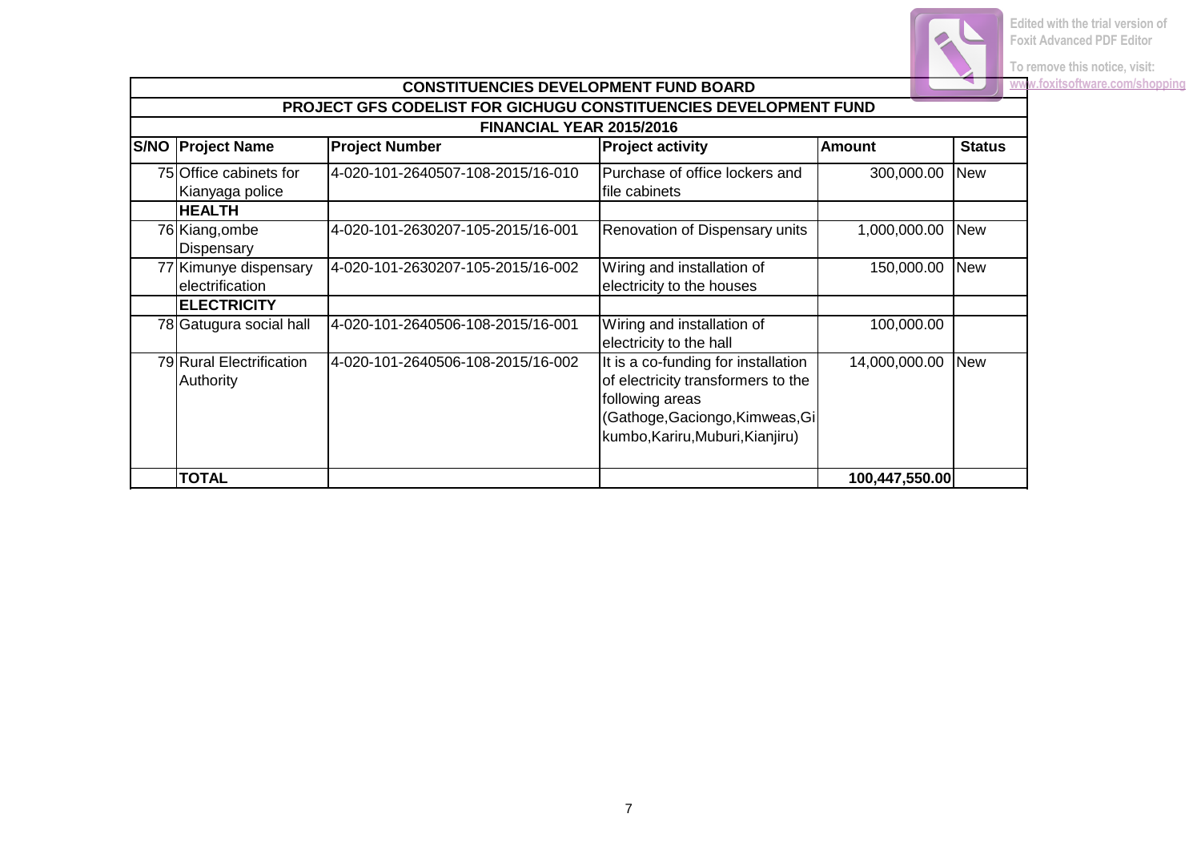| CONSTITUENCIES DEVELOPMENT FUND BOARD | | | | | |
|---|---|---|---|---|---|
| PROJECT GFS CODELIST FOR GICHUGU CONSTITUENCIES DEVELOPMENT FUND | | | | | |
| FINANCIAL YEAR 2015/2016 | | | | | |
| S/NO | Project Name | Project Number | Project activity | Amount | Status |
| 75 | Office cabinets for Kianyaga police | 4-020-101-2640507-108-2015/16-010 | Purchase of office lockers and file cabinets | 300,000.00 | New |
| | **HEALTH** | | | | |
| 76 | Kiang,ombe Dispensary | 4-020-101-2630207-105-2015/16-001 | Renovation of Dispensary units | 1,000,000.00 | New |
| 77 | Kimunye dispensary electrification | 4-020-101-2630207-105-2015/16-002 | Wiring and installation of electricity to the houses | 150,000.00 | New |
| | **ELECTRICITY** | | | | |
| 78 | Gatugura social hall | 4-020-101-2640506-108-2015/16-001 | Wiring and installation of electricity to the hall | 100,000.00 | |
| 79 | Rural Electrification Authority | 4-020-101-2640506-108-2015/16-002 | It is a co-funding for installation of electricity transformers to the following areas (Gathoge,Gaciongo,Kimweas,Gikumbo,Kariru,Muburi,Kianjiru) | 14,000,000.00 | New |
| | **TOTAL** | | | **100,447,550.00** | |